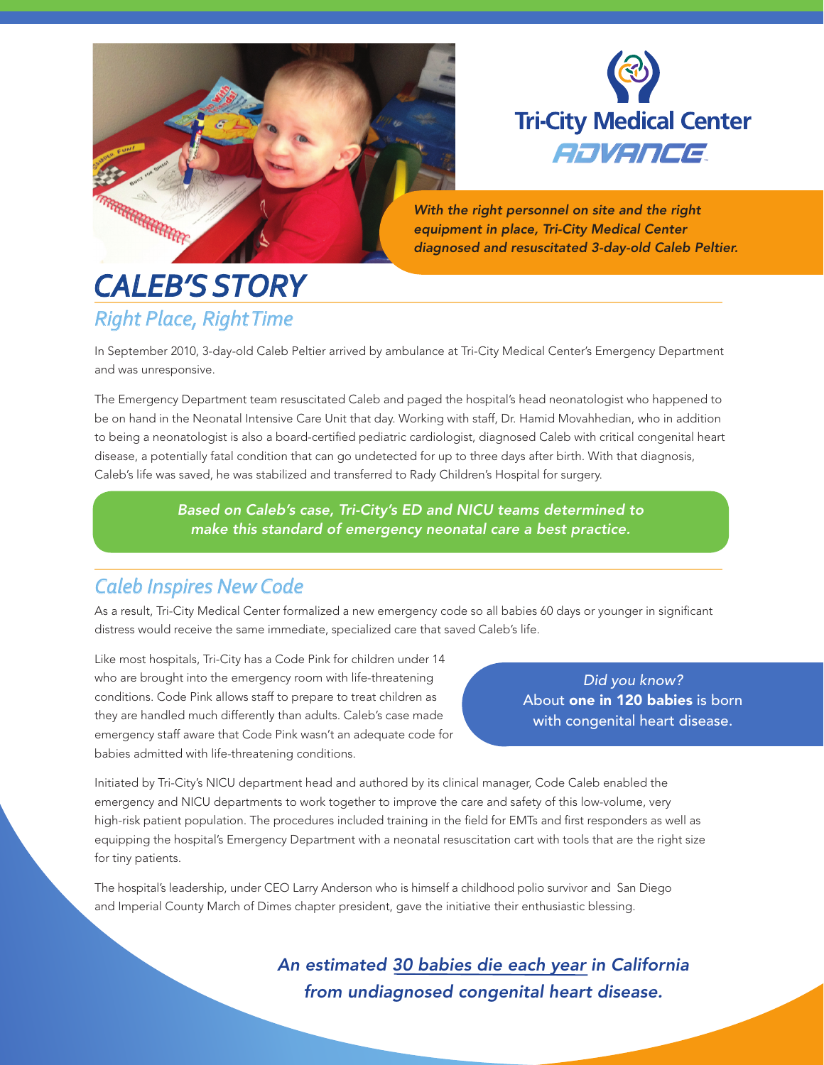Tri-City Medical Center

ADVANCE

*With the right personnel on site and the right equipment in place, Tri-City Medical Center diagnosed and resuscitated 3-day-old Caleb Peltier.*

# CALEB'S STORY

## Right Place, Right Time

In September 2010, 3-day-old Caleb Peltier arrived by ambulance at Tri-City Medical Center's Emergency Department and was unresponsive.

The Emergency Department team resuscitated Caleb and paged the hospital's head neonatologist who happened to be on hand in the Neonatal Intensive Care Unit that day. Working with staff, Dr. Hamid Movahhedian, who in addition to being a neonatologist is also a board-certified pediatric cardiologist, diagnosed Caleb with critical congenital heart disease, a potentially fatal condition that can go undetected for up to three days after birth. With that diagnosis, Caleb's life was saved, he was stabilized and transferred to Rady Children's Hospital for surgery.

*Based on Caleb's case, Tri-City's ED and NICU teams determined to make this standard of emergency neonatal care a best practice.*

## Caleb Inspires New Code

As a result, Tri-City Medical Center formalized a new emergency code so all babies 60 days or younger in significant distress would receive the same immediate, specialized care that saved Caleb's life.

Like most hospitals, Tri-City has a Code Pink for children under 14 who are brought into the emergency room with life-threatening conditions. Code Pink allows staff to prepare to treat children as they are handled much differently than adults. Caleb's case made emergency staff aware that Code Pink wasn't an adequate code for babies admitted with life-threatening conditions.

*Did you know?*
About **one in 120 babies** is born with congenital heart disease.

Initiated by Tri-City's NICU department head and authored by its clinical manager, Code Caleb enabled the emergency and NICU departments to work together to improve the care and safety of this low-volume, very high-risk patient population. The procedures included training in the field for EMTs and first responders as well as equipping the hospital's Emergency Department with a neonatal resuscitation cart with tools that are the right size for tiny patients.

The hospital's leadership, under CEO Larry Anderson who is himself a childhood polio survivor and San Diego and Imperial County March of Dimes chapter president, gave the initiative their enthusiastic blessing.

*An estimated 30 babies die each year in California from undiagnosed congenital heart disease.*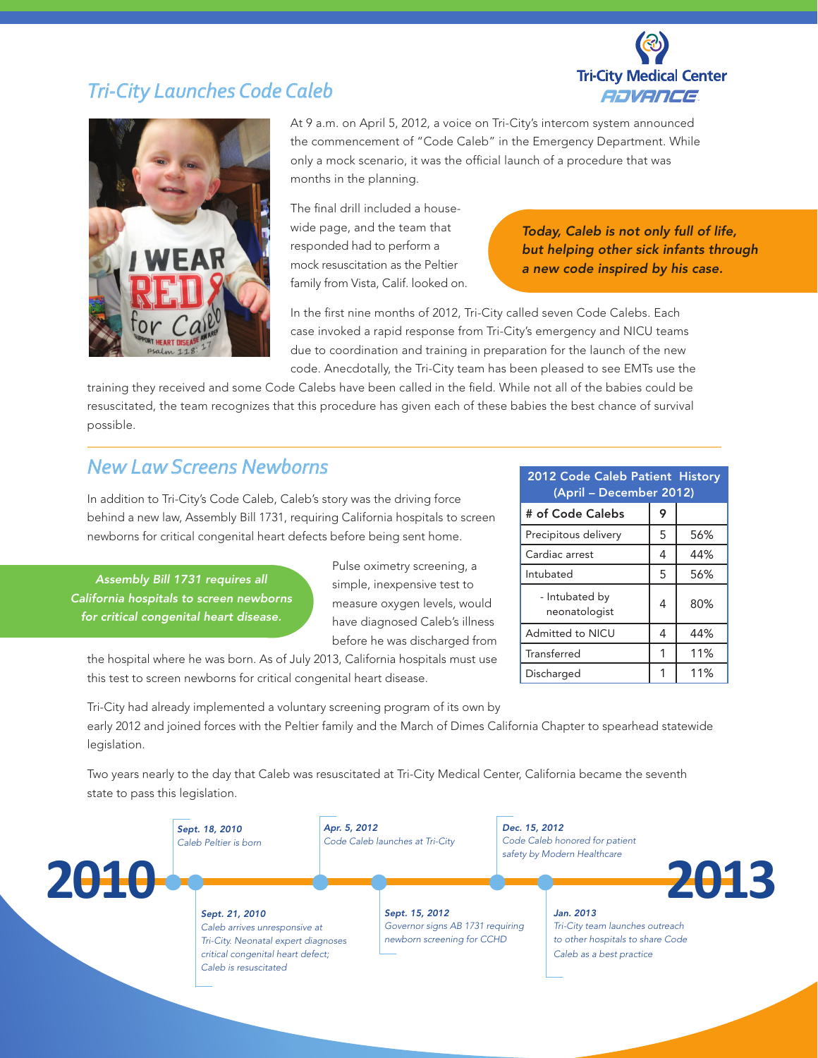## Tri-City Launches Code Caleb

At 9 a.m. on April 5, 2012, a voice on Tri-City's intercom system announced the commencement of "Code Caleb" in the Emergency Department. While only a mock scenario, it was the official launch of a procedure that was months in the planning.

The final drill included a house-wide page, and the team that responded had to perform a mock resuscitation as the Peltier family from Vista, Calif. looked on.

***Today, Caleb is not only full of life, but helping other sick infants through a new code inspired by his case.***

In the first nine months of 2012, Tri-City called seven Code Calebs. Each case invoked a rapid response from Tri-City's emergency and NICU teams due to coordination and training in preparation for the launch of the new code. Anecdotally, the Tri-City team has been pleased to see EMTs use the training they received and some Code Calebs have been called in the field. While not all of the babies could be resuscitated, the team recognizes that this procedure has given each of these babies the best chance of survival possible.

## New Law Screens Newborns

In addition to Tri-City's Code Caleb, Caleb's story was the driving force behind a new law, Assembly Bill 1731, requiring California hospitals to screen newborns for critical congenital heart defects before being sent home.

*Assembly Bill 1731 requires all California hospitals to screen newborns for critical congenital heart disease.*

Pulse oximetry screening, a simple, inexpensive test to measure oxygen levels, would have diagnosed Caleb's illness before he was discharged from the hospital where he was born. As of July 2013, California hospitals must use this test to screen newborns for critical congenital heart disease.

| 2012 Code Caleb Patient History (April – December 2012) | | |
|---|---|---|
| **# of Code Calebs** | 9 | |
| Precipitous delivery | 5 | 56% |
| Cardiac arrest | 4 | 44% |
| Intubated | 5 | 56% |
| - Intubated by neonatologist | 4 | 80% |
| Admitted to NICU | 4 | 44% |
| Transferred | 1 | 11% |
| Discharged | 1 | 11% |

Tri-City had already implemented a voluntary screening program of its own by early 2012 and joined forces with the Peltier family and the March of Dimes California Chapter to spearhead statewide legislation.

Two years nearly to the day that Caleb was resuscitated at Tri-City Medical Center, California became the seventh state to pass this legislation.

**2010**

***Sept. 18, 2010***
*Caleb Peltier is born*

***Sept. 21, 2010***
*Caleb arrives unresponsive at Tri-City. Neonatal expert diagnoses critical congenital heart defect; Caleb is resuscitated*

***Apr. 5, 2012***
*Code Caleb launches at Tri-City*

***Sept. 15, 2012***
*Governor signs AB 1731 requiring newborn screening for CCHD*

***Dec. 15, 2012***
*Code Caleb honored for patient safety by Modern Healthcare*

***Jan. 2013***
*Tri-City team launches outreach to other hospitals to share Code Caleb as a best practice*

**2013**